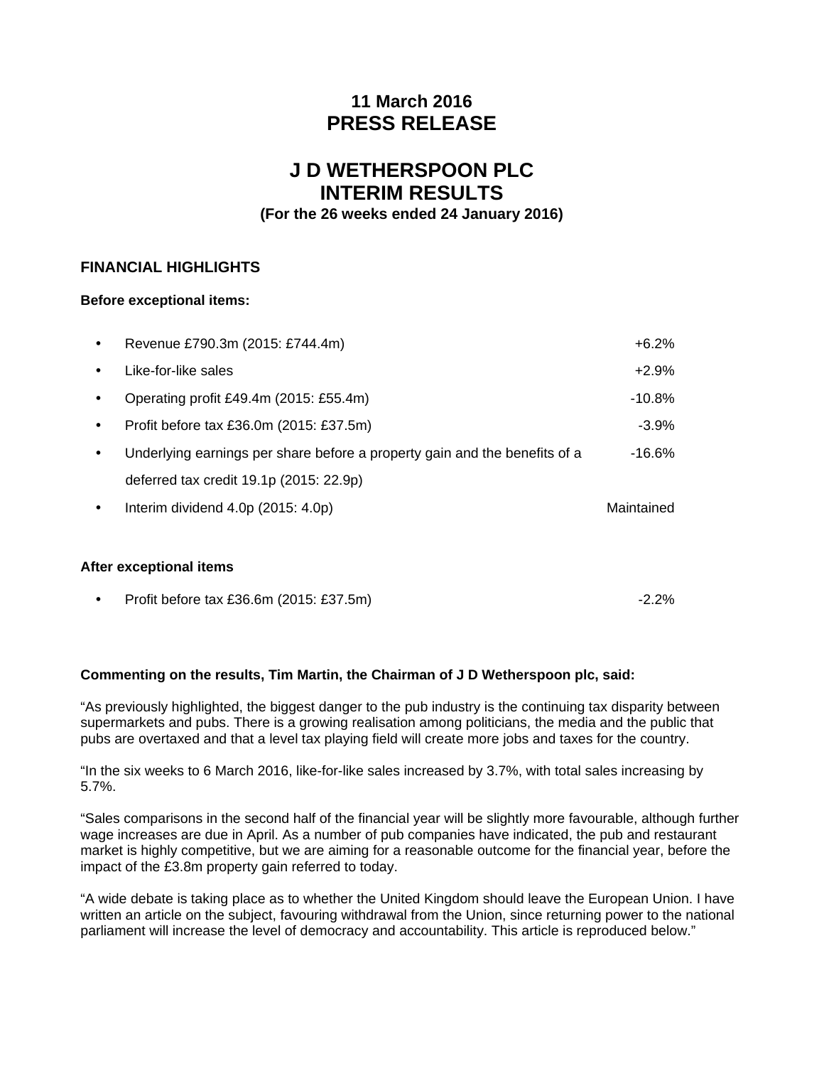**11 March 2016**
# PRESS RELEASE

# J D WETHERSPOON PLC
# INTERIM RESULTS
**(For the 26 weeks ended 24 January 2016)**

## FINANCIAL HIGHLIGHTS

**Before exceptional items:**

| | |
|---|---|
| • Revenue £790.3m (2015: £744.4m) | +6.2% |
| • Like-for-like sales | +2.9% |
| • Operating profit £49.4m (2015: £55.4m) | -10.8% |
| • Profit before tax £36.0m (2015: £37.5m) | -3.9% |
| • Underlying earnings per share before a property gain and the benefits of a deferred tax credit 19.1p (2015: 22.9p) | -16.6% |
| • Interim dividend 4.0p (2015: 4.0p) | Maintained |

**After exceptional items**

| | |
|---|---|
| • Profit before tax £36.6m (2015: £37.5m) | -2.2% |

**Commenting on the results, Tim Martin, the Chairman of J D Wetherspoon plc, said:**

“As previously highlighted, the biggest danger to the pub industry is the continuing tax disparity between supermarkets and pubs. There is a growing realisation among politicians, the media and the public that pubs are overtaxed and that a level tax playing field will create more jobs and taxes for the country.

“In the six weeks to 6 March 2016, like-for-like sales increased by 3.7%, with total sales increasing by 5.7%.

“Sales comparisons in the second half of the financial year will be slightly more favourable, although further wage increases are due in April. As a number of pub companies have indicated, the pub and restaurant market is highly competitive, but we are aiming for a reasonable outcome for the financial year, before the impact of the £3.8m property gain referred to today.

“A wide debate is taking place as to whether the United Kingdom should leave the European Union. I have written an article on the subject, favouring withdrawal from the Union, since returning power to the national parliament will increase the level of democracy and accountability. This article is reproduced below.”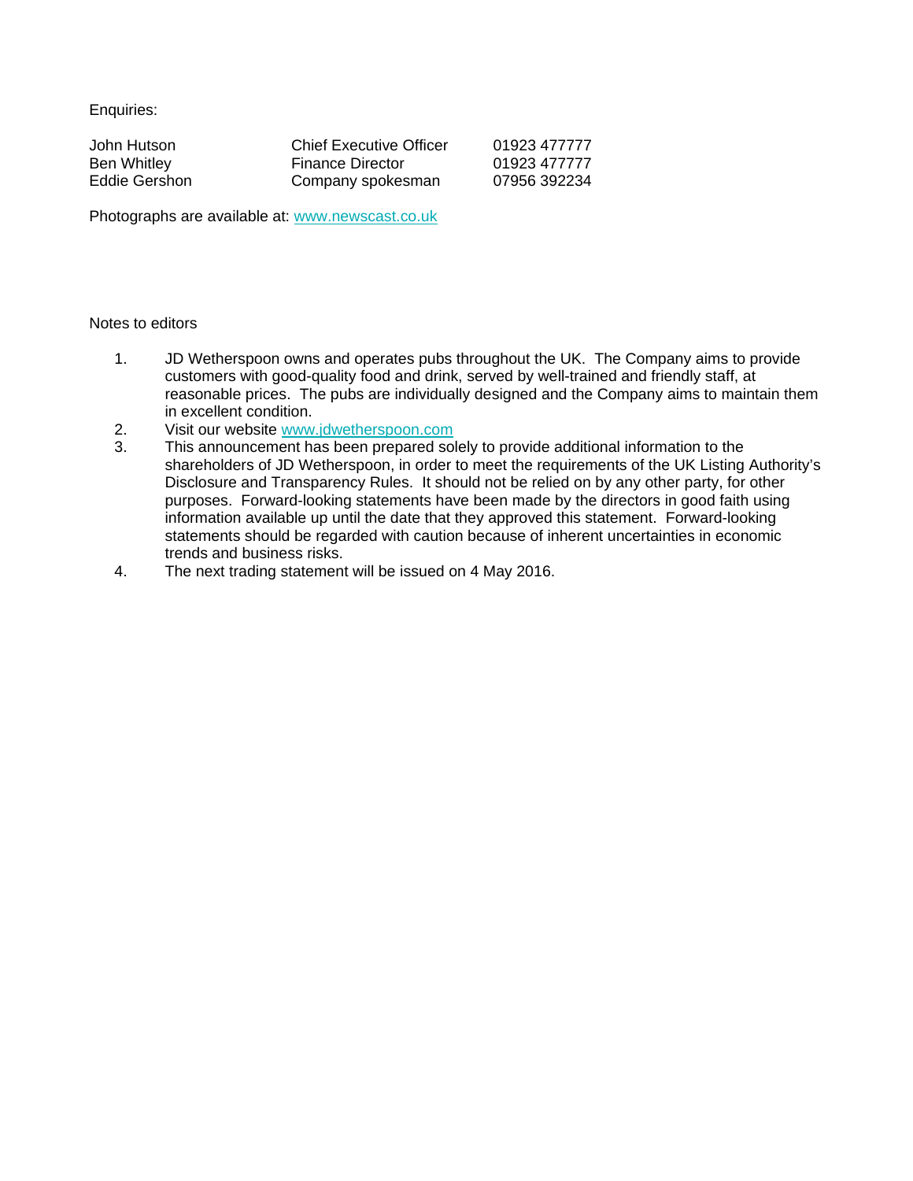Enquiries:

| | | |
|---|---|---|
| John Hutson | Chief Executive Officer | 01923 477777 |
| Ben Whitley | Finance Director | 01923 477777 |
| Eddie Gershon | Company spokesman | 07956 392234 |

Photographs are available at: www.newscast.co.uk

Notes to editors

1. JD Wetherspoon owns and operates pubs throughout the UK. The Company aims to provide customers with good-quality food and drink, served by well-trained and friendly staff, at reasonable prices. The pubs are individually designed and the Company aims to maintain them in excellent condition.
2. Visit our website www.jdwetherspoon.com
3. This announcement has been prepared solely to provide additional information to the shareholders of JD Wetherspoon, in order to meet the requirements of the UK Listing Authority's Disclosure and Transparency Rules. It should not be relied on by any other party, for other purposes. Forward-looking statements have been made by the directors in good faith using information available up until the date that they approved this statement. Forward-looking statements should be regarded with caution because of inherent uncertainties in economic trends and business risks.
4. The next trading statement will be issued on 4 May 2016.